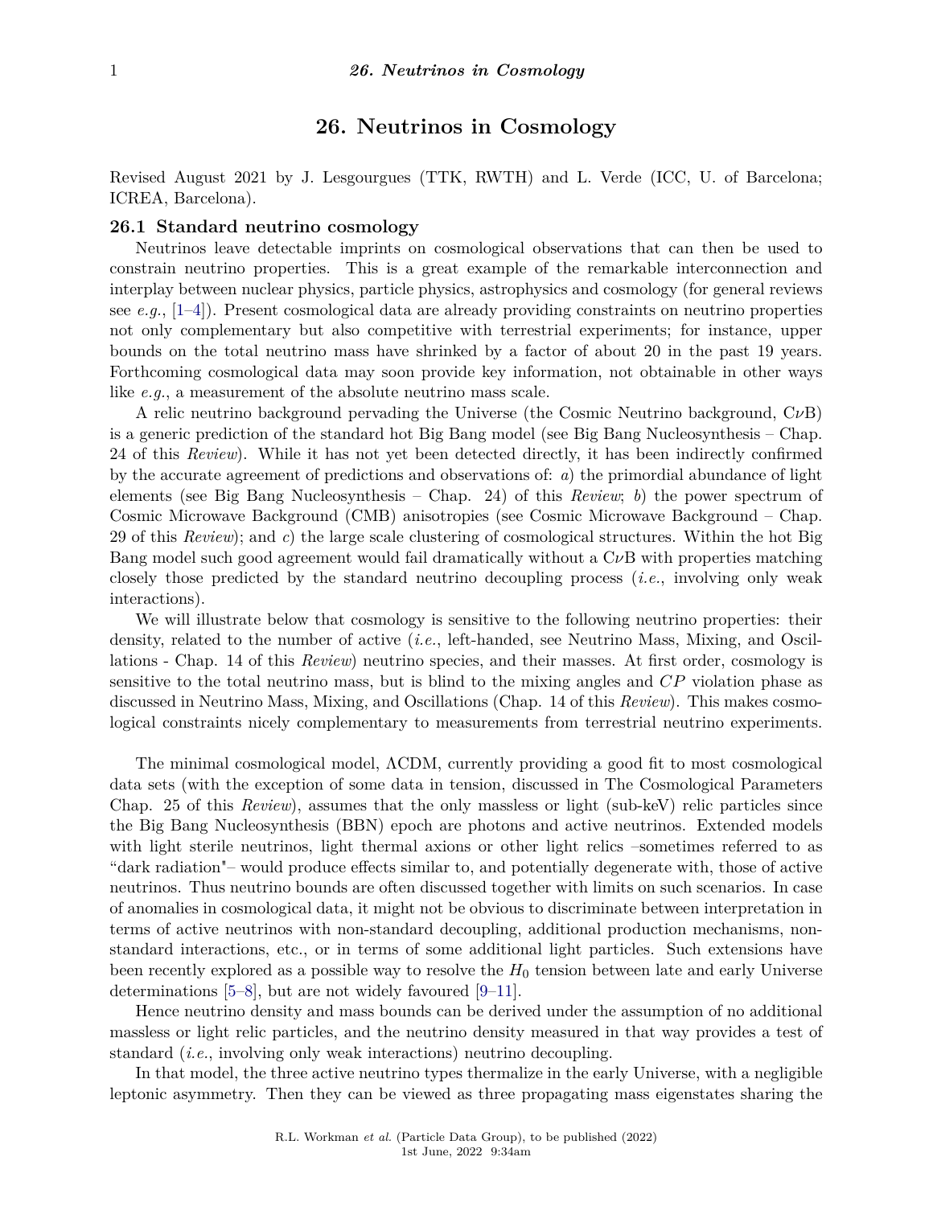# 26. Neutrinos in Cosmology

Revised August 2021 by J. Lesgourgues (TTK, RWTH) and L. Verde (ICC, U. of Barcelona; ICREA, Barcelona).

## 26.1 Standard neutrino cosmology

Neutrinos leave detectable imprints on cosmological observations that can then be used to constrain neutrino properties. This is a great example of the remarkable interconnection and interplay between nuclear physics, particle physics, astrophysics and cosmology (for general reviews see *e.g.*, [1–4]). Present cosmological data are already providing constraints on neutrino properties not only complementary but also competitive with terrestrial experiments; for instance, upper bounds on the total neutrino mass have shrinked by a factor of about 20 in the past 19 years. Forthcoming cosmological data may soon provide key information, not obtainable in other ways like *e.g.*, a measurement of the absolute neutrino mass scale.

A relic neutrino background pervading the Universe (the Cosmic Neutrino background, C$\nu$B) is a generic prediction of the standard hot Big Bang model (see Big Bang Nucleosynthesis – Chap. 24 of this *Review*). While it has not yet been detected directly, it has been indirectly confirmed by the accurate agreement of predictions and observations of: *a*) the primordial abundance of light elements (see Big Bang Nucleosynthesis – Chap. 24) of this *Review*; *b*) the power spectrum of Cosmic Microwave Background (CMB) anisotropies (see Cosmic Microwave Background – Chap. 29 of this *Review*); and *c*) the large scale clustering of cosmological structures. Within the hot Big Bang model such good agreement would fail dramatically without a C$\nu$B with properties matching closely those predicted by the standard neutrino decoupling process (*i.e.*, involving only weak interactions).

We will illustrate below that cosmology is sensitive to the following neutrino properties: their density, related to the number of active (*i.e.*, left-handed, see Neutrino Mass, Mixing, and Oscillations - Chap. 14 of this *Review*) neutrino species, and their masses. At first order, cosmology is sensitive to the total neutrino mass, but is blind to the mixing angles and $CP$ violation phase as discussed in Neutrino Mass, Mixing, and Oscillations (Chap. 14 of this *Review*). This makes cosmological constraints nicely complementary to measurements from terrestrial neutrino experiments.

The minimal cosmological model, ΛCDM, currently providing a good fit to most cosmological data sets (with the exception of some data in tension, discussed in The Cosmological Parameters Chap. 25 of this *Review*), assumes that the only massless or light (sub-keV) relic particles since the Big Bang Nucleosynthesis (BBN) epoch are photons and active neutrinos. Extended models with light sterile neutrinos, light thermal axions or other light relics –sometimes referred to as "dark radiation"– would produce effects similar to, and potentially degenerate with, those of active neutrinos. Thus neutrino bounds are often discussed together with limits on such scenarios. In case of anomalies in cosmological data, it might not be obvious to discriminate between interpretation in terms of active neutrinos with non-standard decoupling, additional production mechanisms, non-standard interactions, etc., or in terms of some additional light particles. Such extensions have been recently explored as a possible way to resolve the $H_0$ tension between late and early Universe determinations [5–8], but are not widely favoured [9–11].

Hence neutrino density and mass bounds can be derived under the assumption of no additional massless or light relic particles, and the neutrino density measured in that way provides a test of standard (*i.e.*, involving only weak interactions) neutrino decoupling.

In that model, the three active neutrino types thermalize in the early Universe, with a negligible leptonic asymmetry. Then they can be viewed as three propagating mass eigenstates sharing the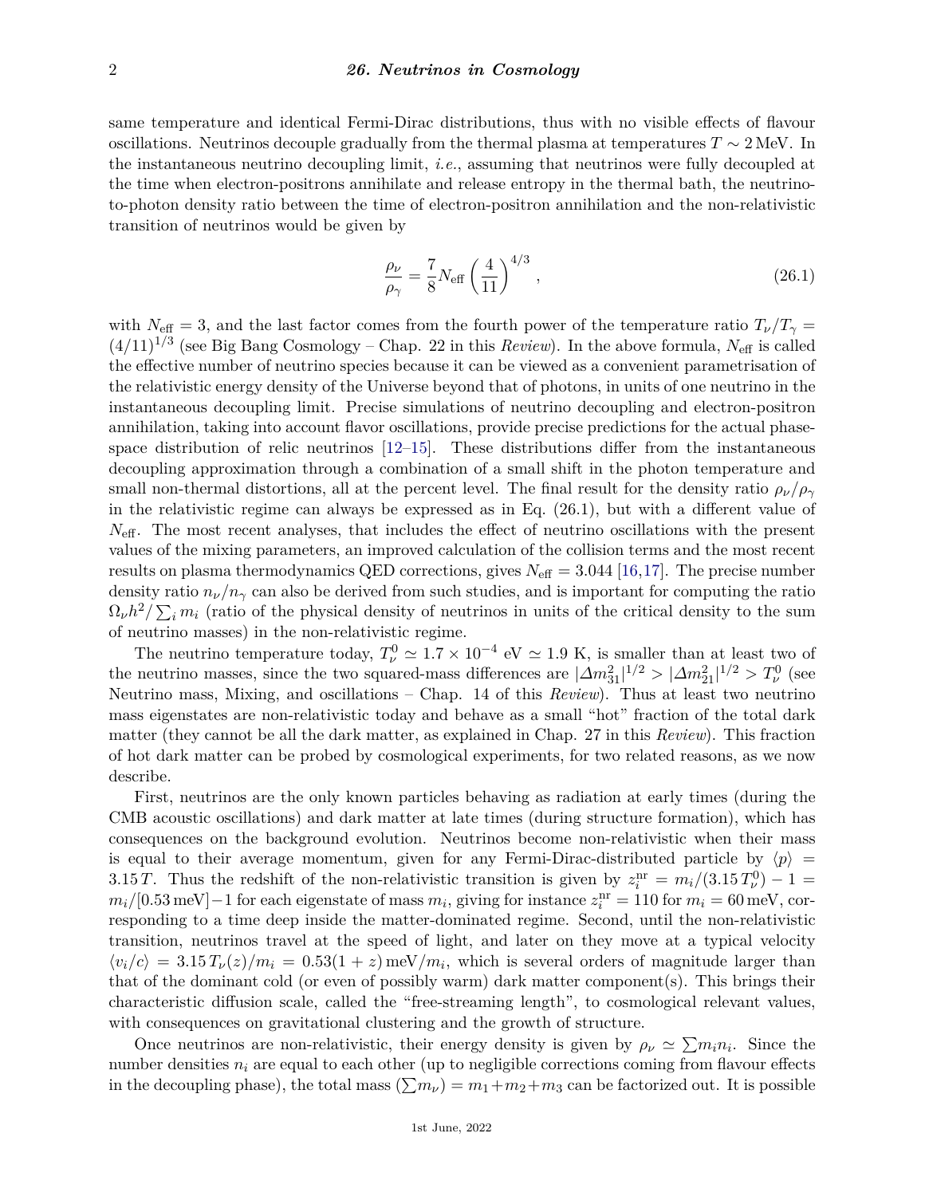same temperature and identical Fermi-Dirac distributions, thus with no visible effects of flavour oscillations. Neutrinos decouple gradually from the thermal plasma at temperatures $T \sim 2\,\text{MeV}$. In the instantaneous neutrino decoupling limit, *i.e.*, assuming that neutrinos were fully decoupled at the time when electron-positrons annihilate and release entropy in the thermal bath, the neutrino-to-photon density ratio between the time of electron-positron annihilation and the non-relativistic transition of neutrinos would be given by

$$
\frac{\rho_\nu}{\rho_\gamma} = \frac{7}{8} N_{\text{eff}} \left(\frac{4}{11}\right)^{4/3} , \tag{26.1}
$$

with $N_{\text{eff}} = 3$, and the last factor comes from the fourth power of the temperature ratio $T_\nu/T_\gamma = (4/11)^{1/3}$ (see Big Bang Cosmology – Chap. 22 in this *Review*). In the above formula, $N_{\text{eff}}$ is called the effective number of neutrino species because it can be viewed as a convenient parametrisation of the relativistic energy density of the Universe beyond that of photons, in units of one neutrino in the instantaneous decoupling limit. Precise simulations of neutrino decoupling and electron-positron annihilation, taking into account flavor oscillations, provide precise predictions for the actual phase-space distribution of relic neutrinos [12–15]. These distributions differ from the instantaneous decoupling approximation through a combination of a small shift in the photon temperature and small non-thermal distortions, all at the percent level. The final result for the density ratio $\rho_\nu/\rho_\gamma$ in the relativistic regime can always be expressed as in Eq. (26.1), but with a different value of $N_{\text{eff}}$. The most recent analyses, that includes the effect of neutrino oscillations with the present values of the mixing parameters, an improved calculation of the collision terms and the most recent results on plasma thermodynamics QED corrections, gives $N_{\text{eff}} = 3.044$ [16,17]. The precise number density ratio $n_\nu/n_\gamma$ can also be derived from such studies, and is important for computing the ratio $\Omega_\nu h^2 / \sum_i m_i$ (ratio of the physical density of neutrinos in units of the critical density to the sum of neutrino masses) in the non-relativistic regime.

The neutrino temperature today, $T_\nu^0 \simeq 1.7 \times 10^{-4}$ eV $\simeq 1.9$ K, is smaller than at least two of the neutrino masses, since the two squared-mass differences are $|\Delta m^2_{31}|^{1/2} > |\Delta m^2_{21}|^{1/2} > T_\nu^0$ (see Neutrino mass, Mixing, and oscillations – Chap. 14 of this *Review*). Thus at least two neutrino mass eigenstates are non-relativistic today and behave as a small "hot" fraction of the total dark matter (they cannot be all the dark matter, as explained in Chap. 27 in this *Review*). This fraction of hot dark matter can be probed by cosmological experiments, for two related reasons, as we now describe.

First, neutrinos are the only known particles behaving as radiation at early times (during the CMB acoustic oscillations) and dark matter at late times (during structure formation), which has consequences on the background evolution. Neutrinos become non-relativistic when their mass is equal to their average momentum, given for any Fermi-Dirac-distributed particle by $\langle p \rangle = 3.15\,T$. Thus the redshift of the non-relativistic transition is given by $z_i^{\text{nr}} = m_i/(3.15\,T_\nu^0) - 1 = m_i/[0.53\,\text{meV}] - 1$ for each eigenstate of mass $m_i$, giving for instance $z_i^{\text{nr}} = 110$ for $m_i = 60\,\text{meV}$, corresponding to a time deep inside the matter-dominated regime. Second, until the non-relativistic transition, neutrinos travel at the speed of light, and later on they move at a typical velocity $\langle v_i/c \rangle = 3.15\,T_\nu(z)/m_i = 0.53(1+z)\,\text{meV}/m_i$, which is several orders of magnitude larger than that of the dominant cold (or even of possibly warm) dark matter component(s). This brings their characteristic diffusion scale, called the "free-streaming length", to cosmological relevant values, with consequences on gravitational clustering and the growth of structure.

Once neutrinos are non-relativistic, their energy density is given by $\rho_\nu \simeq \sum m_i n_i$. Since the number densities $n_i$ are equal to each other (up to negligible corrections coming from flavour effects in the decoupling phase), the total mass $(\sum m_\nu) = m_1 + m_2 + m_3$ can be factorized out. It is possible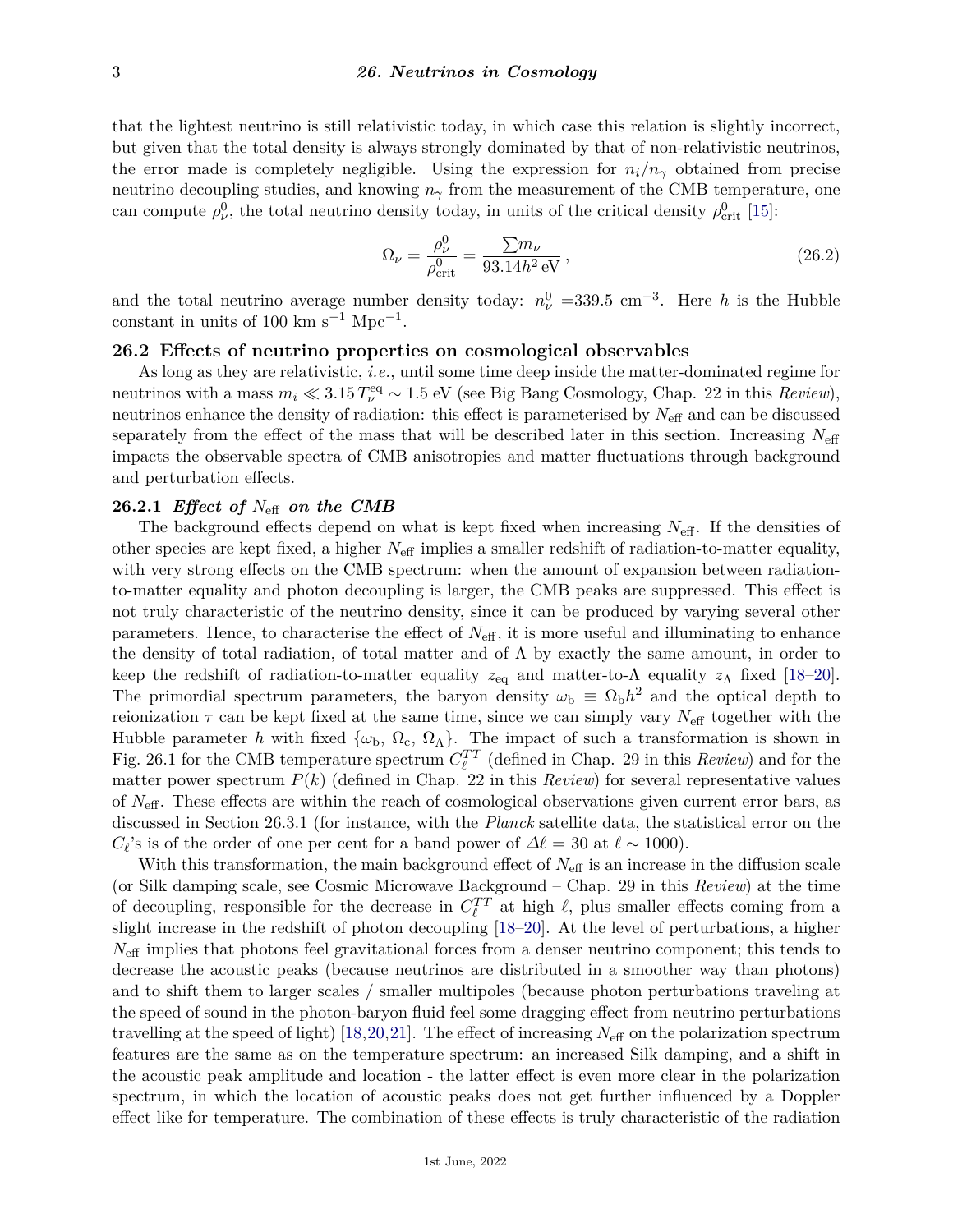that the lightest neutrino is still relativistic today, in which case this relation is slightly incorrect, but given that the total density is always strongly dominated by that of non-relativistic neutrinos, the error made is completely negligible. Using the expression for $n_i/n_\gamma$ obtained from precise neutrino decoupling studies, and knowing $n_\gamma$ from the measurement of the CMB temperature, one can compute $\rho_\nu^0$, the total neutrino density today, in units of the critical density $\rho_{\rm crit}^0$ [15]:

$$\Omega_\nu = \frac{\rho_\nu^0}{\rho_{\rm crit}^0} = \frac{\sum m_\nu}{93.14 h^2\,\mathrm{eV}}\,, \tag{26.2}$$

and the total neutrino average number density today: $n_\nu^0 = 339.5\ \mathrm{cm}^{-3}$. Here $h$ is the Hubble constant in units of 100 km s$^{-1}$ Mpc$^{-1}$.

## 26.2 Effects of neutrino properties on cosmological observables

As long as they are relativistic, *i.e.*, until some time deep inside the matter-dominated regime for neutrinos with a mass $m_i \ll 3.15\,T_\nu^{\rm eq} \sim 1.5$ eV (see Big Bang Cosmology, Chap. 22 in this *Review*), neutrinos enhance the density of radiation: this effect is parameterised by $N_{\rm eff}$ and can be discussed separately from the effect of the mass that will be described later in this section. Increasing $N_{\rm eff}$ impacts the observable spectra of CMB anisotropies and matter fluctuations through background and perturbation effects.

### 26.2.1 *Effect of* $N_{\rm eff}$ *on the CMB*

The background effects depend on what is kept fixed when increasing $N_{\rm eff}$. If the densities of other species are kept fixed, a higher $N_{\rm eff}$ implies a smaller redshift of radiation-to-matter equality, with very strong effects on the CMB spectrum: when the amount of expansion between radiation-to-matter equality and photon decoupling is larger, the CMB peaks are suppressed. This effect is not truly characteristic of the neutrino density, since it can be produced by varying several other parameters. Hence, to characterise the effect of $N_{\rm eff}$, it is more useful and illuminating to enhance the density of total radiation, of total matter and of $\Lambda$ by exactly the same amount, in order to keep the redshift of radiation-to-matter equality $z_{\rm eq}$ and matter-to-$\Lambda$ equality $z_\Lambda$ fixed [18–20]. The primordial spectrum parameters, the baryon density $\omega_{\rm b} \equiv \Omega_{\rm b}h^2$ and the optical depth to reionization $\tau$ can be kept fixed at the same time, since we can simply vary $N_{\rm eff}$ together with the Hubble parameter $h$ with fixed $\{\omega_{\rm b},\,\Omega_{\rm c},\,\Omega_\Lambda\}$. The impact of such a transformation is shown in Fig. 26.1 for the CMB temperature spectrum $C_\ell^{TT}$ (defined in Chap. 29 in this *Review*) and for the matter power spectrum $P(k)$ (defined in Chap. 22 in this *Review*) for several representative values of $N_{\rm eff}$. These effects are within the reach of cosmological observations given current error bars, as discussed in Section 26.3.1 (for instance, with the *Planck* satellite data, the statistical error on the $C_\ell$'s is of the order of one per cent for a band power of $\Delta\ell = 30$ at $\ell \sim 1000$).

With this transformation, the main background effect of $N_{\rm eff}$ is an increase in the diffusion scale (or Silk damping scale, see Cosmic Microwave Background – Chap. 29 in this *Review*) at the time of decoupling, responsible for the decrease in $C_\ell^{TT}$ at high $\ell$, plus smaller effects coming from a slight increase in the redshift of photon decoupling [18–20]. At the level of perturbations, a higher $N_{\rm eff}$ implies that photons feel gravitational forces from a denser neutrino component; this tends to decrease the acoustic peaks (because neutrinos are distributed in a smoother way than photons) and to shift them to larger scales / smaller multipoles (because photon perturbations traveling at the speed of sound in the photon-baryon fluid feel some dragging effect from neutrino perturbations travelling at the speed of light) [18,20,21]. The effect of increasing $N_{\rm eff}$ on the polarization spectrum features are the same as on the temperature spectrum: an increased Silk damping, and a shift in the acoustic peak amplitude and location - the latter effect is even more clear in the polarization spectrum, in which the location of acoustic peaks does not get further influenced by a Doppler effect like for temperature. The combination of these effects is truly characteristic of the radiation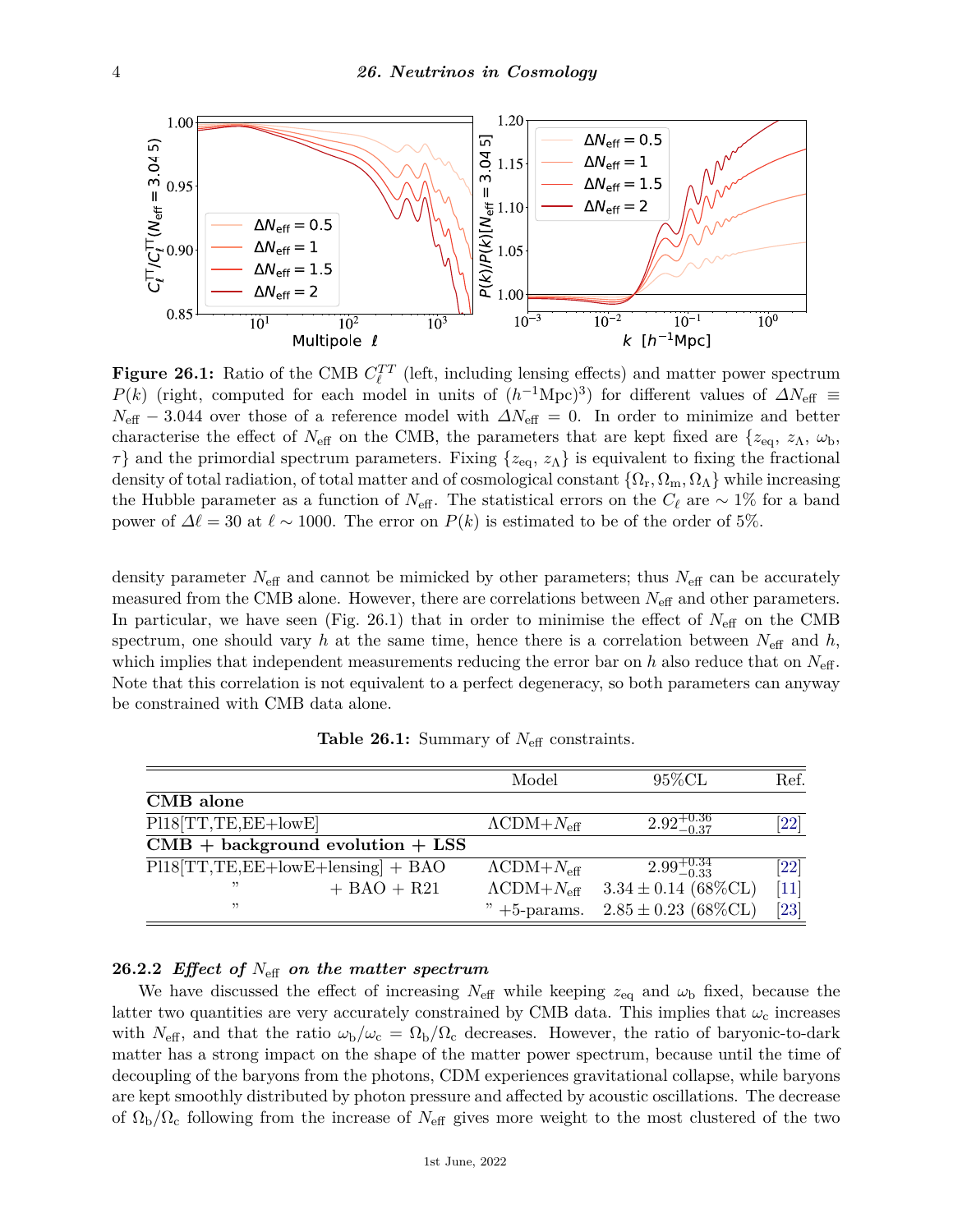**Figure 26.1:** Ratio of the CMB $C_\ell^{TT}$ (left, including lensing effects) and matter power spectrum $P(k)$ (right, computed for each model in units of $(h^{-1}\text{Mpc})^3$) for different values of $\Delta N_{\text{eff}} \equiv N_{\text{eff}} - 3.044$ over those of a reference model with $\Delta N_{\text{eff}} = 0$. In order to minimize and better characterise the effect of $N_{\text{eff}}$ on the CMB, the parameters that are kept fixed are $\{z_{\text{eq}}, z_\Lambda, \omega_{\text{b}}, \tau\}$ and the primordial spectrum parameters. Fixing $\{z_{\text{eq}}, z_\Lambda\}$ is equivalent to fixing the fractional density of total radiation, of total matter and of cosmological constant $\{\Omega_{\text{r}}, \Omega_{\text{m}}, \Omega_\Lambda\}$ while increasing the Hubble parameter as a function of $N_{\text{eff}}$. The statistical errors on the $C_\ell$ are $\sim 1\%$ for a band power of $\Delta\ell = 30$ at $\ell \sim 1000$. The error on $P(k)$ is estimated to be of the order of 5%.

density parameter $N_{\text{eff}}$ and cannot be mimicked by other parameters; thus $N_{\text{eff}}$ can be accurately measured from the CMB alone. However, there are correlations between $N_{\text{eff}}$ and other parameters. In particular, we have seen (Fig. 26.1) that in order to minimise the effect of $N_{\text{eff}}$ on the CMB spectrum, one should vary $h$ at the same time, hence there is a correlation between $N_{\text{eff}}$ and $h$, which implies that independent measurements reducing the error bar on $h$ also reduce that on $N_{\text{eff}}$. Note that this correlation is not equivalent to a perfect degeneracy, so both parameters can anyway be constrained with CMB data alone.

**Table 26.1:** Summary of $N_{\text{eff}}$ constraints.

| | Model | 95%CL | Ref. |
|---|---|---|---|
| **CMB alone** | | | |
| Pl18[TT,TE,EE+lowE] | $\Lambda$CDM+$N_{\text{eff}}$ | $2.92^{+0.36}_{-0.37}$ | [22] |
| **CMB + background evolution + LSS** | | | |
| Pl18[TT,TE,EE+lowE+lensing] + BAO | $\Lambda$CDM+$N_{\text{eff}}$ | $2.99^{+0.34}_{-0.33}$ | [22] |
| " + BAO + R21 | $\Lambda$CDM+$N_{\text{eff}}$ | $3.34 \pm 0.14$ (68%CL) | [11] |
| " | " +5-params. | $2.85 \pm 0.23$ (68%CL) | [23] |

### 26.2.2 *Effect of $N_{\text{eff}}$ on the matter spectrum*

We have discussed the effect of increasing $N_{\text{eff}}$ while keeping $z_{\text{eq}}$ and $\omega_{\text{b}}$ fixed, because the latter two quantities are very accurately constrained by CMB data. This implies that $\omega_{\text{c}}$ increases with $N_{\text{eff}}$, and that the ratio $\omega_{\text{b}}/\omega_{\text{c}} = \Omega_{\text{b}}/\Omega_{\text{c}}$ decreases. However, the ratio of baryonic-to-dark matter has a strong impact on the shape of the matter power spectrum, because until the time of decoupling of the baryons from the photons, CDM experiences gravitational collapse, while baryons are kept smoothly distributed by photon pressure and affected by acoustic oscillations. The decrease of $\Omega_{\text{b}}/\Omega_{\text{c}}$ following from the increase of $N_{\text{eff}}$ gives more weight to the most clustered of the two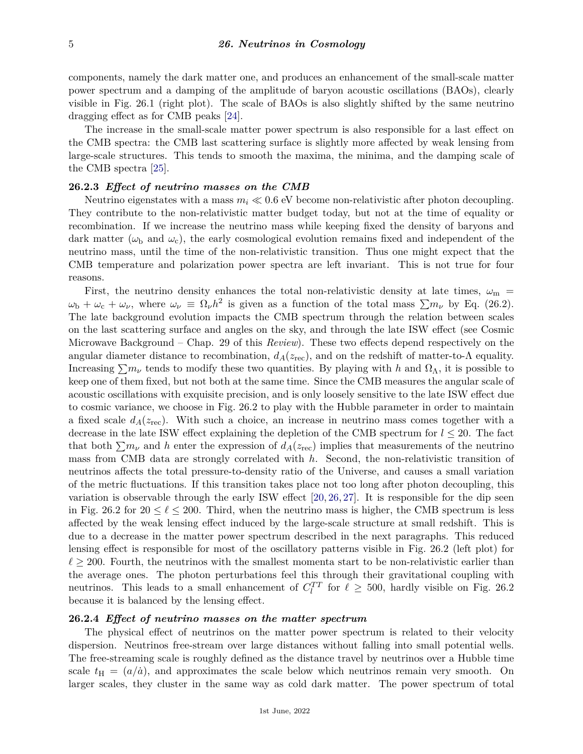components, namely the dark matter one, and produces an enhancement of the small-scale matter power spectrum and a damping of the amplitude of baryon acoustic oscillations (BAOs), clearly visible in Fig. 26.1 (right plot). The scale of BAOs is also slightly shifted by the same neutrino dragging effect as for CMB peaks [24].

The increase in the small-scale matter power spectrum is also responsible for a last effect on the CMB spectra: the CMB last scattering surface is slightly more affected by weak lensing from large-scale structures. This tends to smooth the maxima, the minima, and the damping scale of the CMB spectra [25].

### 26.2.3 *Effect of neutrino masses on the CMB*

Neutrino eigenstates with a mass $m_i \ll 0.6$ eV become non-relativistic after photon decoupling. They contribute to the non-relativistic matter budget today, but not at the time of equality or recombination. If we increase the neutrino mass while keeping fixed the density of baryons and dark matter ($\omega_\mathrm{b}$ and $\omega_\mathrm{c}$), the early cosmological evolution remains fixed and independent of the neutrino mass, until the time of the non-relativistic transition. Thus one might expect that the CMB temperature and polarization power spectra are left invariant. This is not true for four reasons.

First, the neutrino density enhances the total non-relativistic density at late times, $\omega_\mathrm{m} = \omega_\mathrm{b} + \omega_\mathrm{c} + \omega_\nu$, where $\omega_\nu \equiv \Omega_\nu h^2$ is given as a function of the total mass $\sum m_\nu$ by Eq. (26.2). The late background evolution impacts the CMB spectrum through the relation between scales on the last scattering surface and angles on the sky, and through the late ISW effect (see Cosmic Microwave Background – Chap. 29 of this *Review*). These two effects depend respectively on the angular diameter distance to recombination, $d_A(z_\mathrm{rec})$, and on the redshift of matter-to-$\Lambda$ equality. Increasing $\sum m_\nu$ tends to modify these two quantities. By playing with $h$ and $\Omega_\Lambda$, it is possible to keep one of them fixed, but not both at the same time. Since the CMB measures the angular scale of acoustic oscillations with exquisite precision, and is only loosely sensitive to the late ISW effect due to cosmic variance, we choose in Fig. 26.2 to play with the Hubble parameter in order to maintain a fixed scale $d_A(z_\mathrm{rec})$. With such a choice, an increase in neutrino mass comes together with a decrease in the late ISW effect explaining the depletion of the CMB spectrum for $l \leq 20$. The fact that both $\sum m_\nu$ and $h$ enter the expression of $d_A(z_\mathrm{rec})$ implies that measurements of the neutrino mass from CMB data are strongly correlated with $h$. Second, the non-relativistic transition of neutrinos affects the total pressure-to-density ratio of the Universe, and causes a small variation of the metric fluctuations. If this transition takes place not too long after photon decoupling, this variation is observable through the early ISW effect [20, 26, 27]. It is responsible for the dip seen in Fig. 26.2 for $20 \leq \ell \leq 200$. Third, when the neutrino mass is higher, the CMB spectrum is less affected by the weak lensing effect induced by the large-scale structure at small redshift. This is due to a decrease in the matter power spectrum described in the next paragraphs. This reduced lensing effect is responsible for most of the oscillatory patterns visible in Fig. 26.2 (left plot) for $\ell \geq 200$. Fourth, the neutrinos with the smallest momenta start to be non-relativistic earlier than the average ones. The photon perturbations feel this through their gravitational coupling with neutrinos. This leads to a small enhancement of $C_l^{TT}$ for $\ell \geq 500$, hardly visible on Fig. 26.2 because it is balanced by the lensing effect.

### 26.2.4 *Effect of neutrino masses on the matter spectrum*

The physical effect of neutrinos on the matter power spectrum is related to their velocity dispersion. Neutrinos free-stream over large distances without falling into small potential wells. The free-streaming scale is roughly defined as the distance travel by neutrinos over a Hubble time scale $t_\mathrm{H} = (a/\dot{a})$, and approximates the scale below which neutrinos remain very smooth. On larger scales, they cluster in the same way as cold dark matter. The power spectrum of total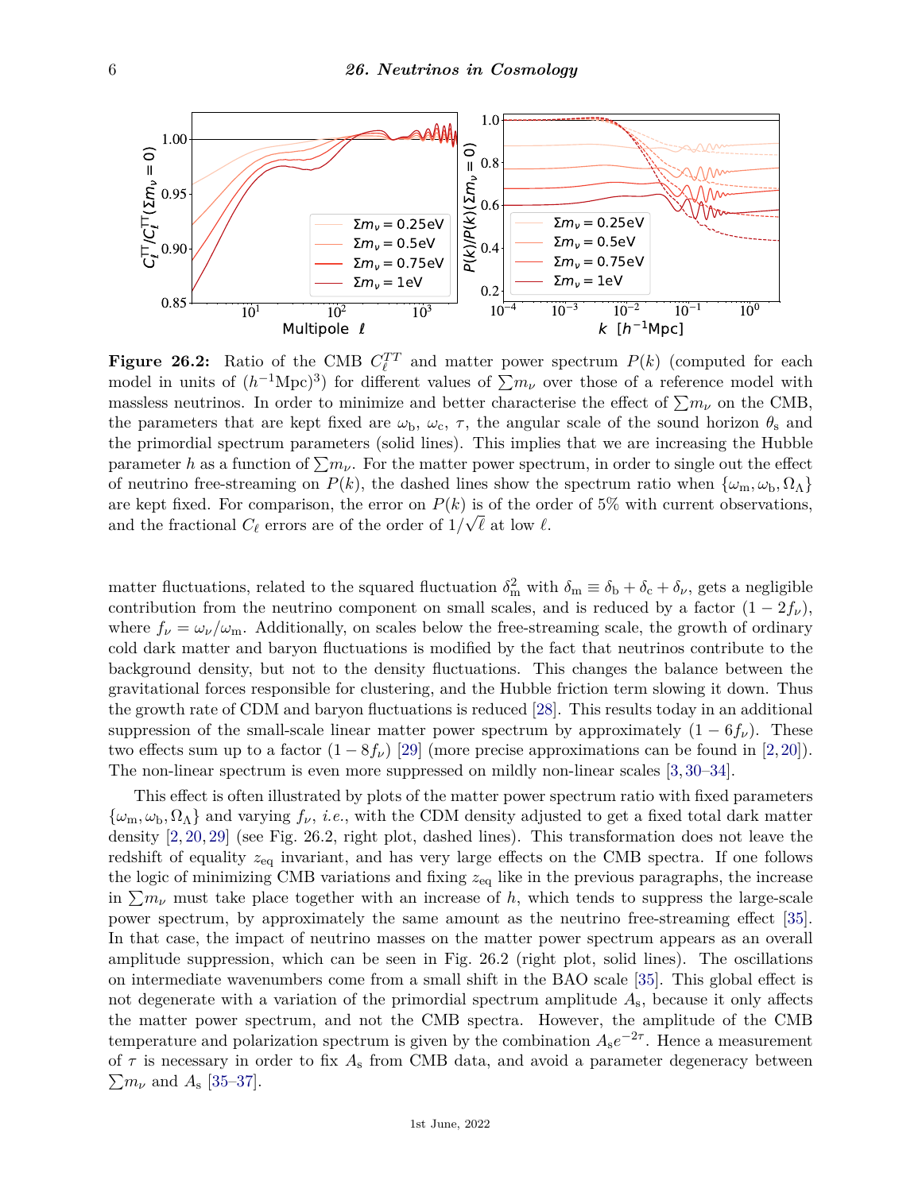**Figure 26.2:** Ratio of the CMB $C_\ell^{TT}$ and matter power spectrum $P(k)$ (computed for each model in units of $(h^{-1}\mathrm{Mpc})^3$) for different values of $\sum m_\nu$ over those of a reference model with massless neutrinos. In order to minimize and better characterise the effect of $\sum m_\nu$ on the CMB, the parameters that are kept fixed are $\omega_\mathrm{b}$, $\omega_\mathrm{c}$, $\tau$, the angular scale of the sound horizon $\theta_\mathrm{s}$ and the primordial spectrum parameters (solid lines). This implies that we are increasing the Hubble parameter $h$ as a function of $\sum m_\nu$. For the matter power spectrum, in order to single out the effect of neutrino free-streaming on $P(k)$, the dashed lines show the spectrum ratio when $\{\omega_\mathrm{m}, \omega_\mathrm{b}, \Omega_\Lambda\}$ are kept fixed. For comparison, the error on $P(k)$ is of the order of 5% with current observations, and the fractional $C_\ell$ errors are of the order of $1/\sqrt{\ell}$ at low $\ell$.

matter fluctuations, related to the squared fluctuation $\delta_\mathrm{m}^2$ with $\delta_\mathrm{m} \equiv \delta_\mathrm{b} + \delta_\mathrm{c} + \delta_\nu$, gets a negligible contribution from the neutrino component on small scales, and is reduced by a factor $(1 - 2f_\nu)$, where $f_\nu = \omega_\nu/\omega_\mathrm{m}$. Additionally, on scales below the free-streaming scale, the growth of ordinary cold dark matter and baryon fluctuations is modified by the fact that neutrinos contribute to the background density, but not to the density fluctuations. This changes the balance between the gravitational forces responsible for clustering, and the Hubble friction term slowing it down. Thus the growth rate of CDM and baryon fluctuations is reduced [28]. This results today in an additional suppression of the small-scale linear matter power spectrum by approximately $(1 - 6f_\nu)$. These two effects sum up to a factor $(1 - 8f_\nu)$ [29] (more precise approximations can be found in [2, 20]). The non-linear spectrum is even more suppressed on mildly non-linear scales [3, 30–34].

This effect is often illustrated by plots of the matter power spectrum ratio with fixed parameters $\{\omega_\mathrm{m}, \omega_\mathrm{b}, \Omega_\Lambda\}$ and varying $f_\nu$, *i.e.*, with the CDM density adjusted to get a fixed total dark matter density [2, 20, 29] (see Fig. 26.2, right plot, dashed lines). This transformation does not leave the redshift of equality $z_\mathrm{eq}$ invariant, and has very large effects on the CMB spectra. If one follows the logic of minimizing CMB variations and fixing $z_\mathrm{eq}$ like in the previous paragraphs, the increase in $\sum m_\nu$ must take place together with an increase of $h$, which tends to suppress the large-scale power spectrum, by approximately the same amount as the neutrino free-streaming effect [35]. In that case, the impact of neutrino masses on the matter power spectrum appears as an overall amplitude suppression, which can be seen in Fig. 26.2 (right plot, solid lines). The oscillations on intermediate wavenumbers come from a small shift in the BAO scale [35]. This global effect is not degenerate with a variation of the primordial spectrum amplitude $A_\mathrm{s}$, because it only affects the matter power spectrum, and not the CMB spectra. However, the amplitude of the CMB temperature and polarization spectrum is given by the combination $A_\mathrm{s}e^{-2\tau}$. Hence a measurement of $\tau$ is necessary in order to fix $A_\mathrm{s}$ from CMB data, and avoid a parameter degeneracy between $\sum m_\nu$ and $A_\mathrm{s}$ [35–37].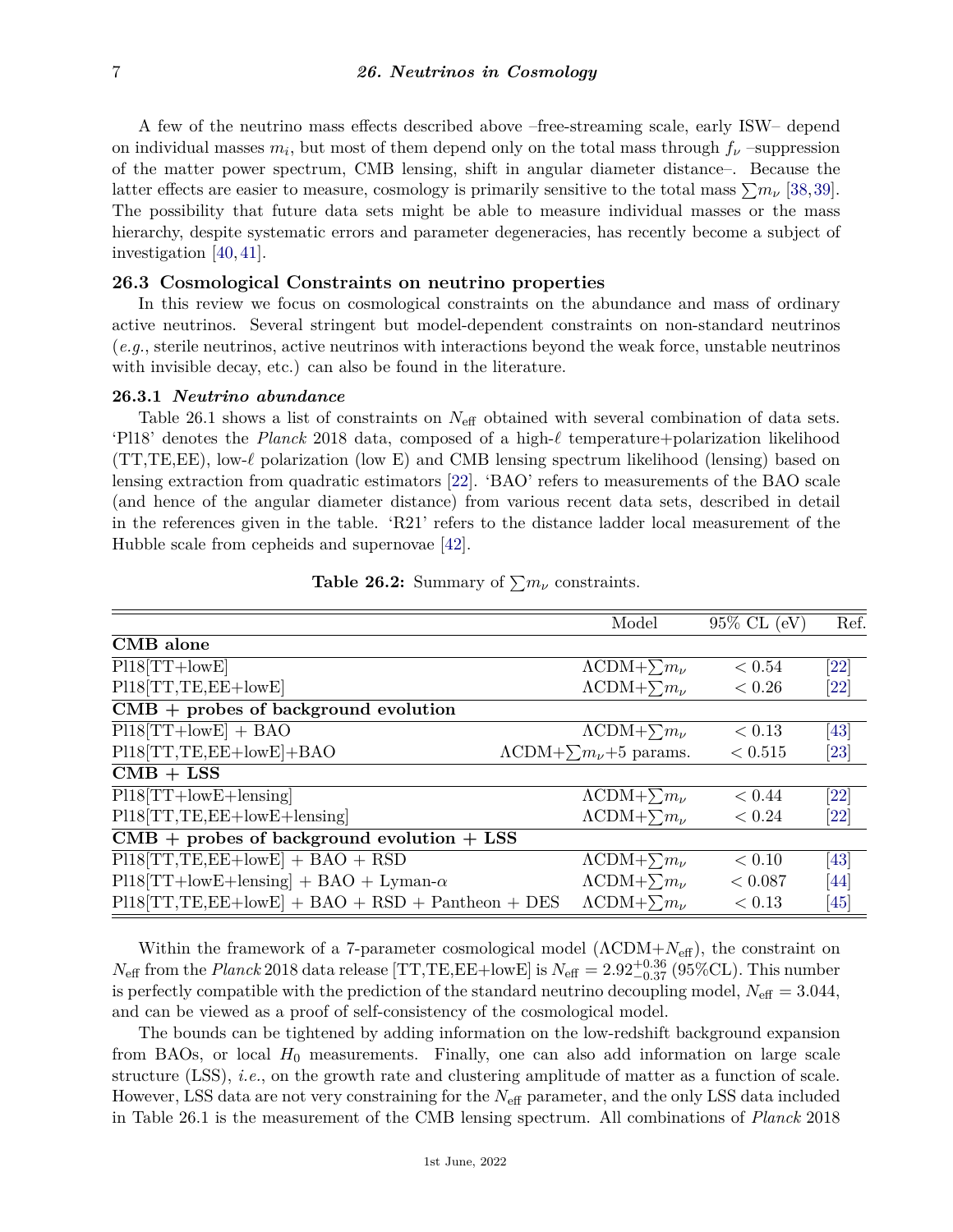A few of the neutrino mass effects described above –free-streaming scale, early ISW– depend on individual masses $m_i$, but most of them depend only on the total mass through $f_\nu$ –suppression of the matter power spectrum, CMB lensing, shift in angular diameter distance–. Because the latter effects are easier to measure, cosmology is primarily sensitive to the total mass $\sum m_\nu$ [38,39]. The possibility that future data sets might be able to measure individual masses or the mass hierarchy, despite systematic errors and parameter degeneracies, has recently become a subject of investigation [40,41].

## 26.3 Cosmological Constraints on neutrino properties

In this review we focus on cosmological constraints on the abundance and mass of ordinary active neutrinos. Several stringent but model-dependent constraints on non-standard neutrinos (*e.g.*, sterile neutrinos, active neutrinos with interactions beyond the weak force, unstable neutrinos with invisible decay, etc.) can also be found in the literature.

### 26.3.1 *Neutrino abundance*

Table 26.1 shows a list of constraints on $N_{\rm eff}$ obtained with several combination of data sets. 'Pl18' denotes the *Planck* 2018 data, composed of a high-$\ell$ temperature+polarization likelihood (TT,TE,EE), low-$\ell$ polarization (low E) and CMB lensing spectrum likelihood (lensing) based on lensing extraction from quadratic estimators [22]. 'BAO' refers to measurements of the BAO scale (and hence of the angular diameter distance) from various recent data sets, described in detail in the references given in the table. 'R21' refers to the distance ladder local measurement of the Hubble scale from cepheids and supernovae [42].

**Table 26.2:** Summary of $\sum m_\nu$ constraints.

| | Model | 95% CL (eV) | Ref. |
|---|---|---|---|
| **CMB alone** | | | |
| Pl18[TT+lowE] | $\Lambda$CDM+$\sum m_\nu$ | $< 0.54$ | [22] |
| Pl18[TT,TE,EE+lowE] | $\Lambda$CDM+$\sum m_\nu$ | $< 0.26$ | [22] |
| **CMB + probes of background evolution** | | | |
| Pl18[TT+lowE] + BAO | $\Lambda$CDM+$\sum m_\nu$ | $< 0.13$ | [43] |
| Pl18[TT,TE,EE+lowE]+BAO | $\Lambda$CDM+$\sum m_\nu$+5 params. | $< 0.515$ | [23] |
| **CMB + LSS** | | | |
| Pl18[TT+lowE+lensing] | $\Lambda$CDM+$\sum m_\nu$ | $< 0.44$ | [22] |
| Pl18[TT,TE,EE+lowE+lensing] | $\Lambda$CDM+$\sum m_\nu$ | $< 0.24$ | [22] |
| **CMB + probes of background evolution + LSS** | | | |
| Pl18[TT,TE,EE+lowE] + BAO + RSD | $\Lambda$CDM+$\sum m_\nu$ | $< 0.10$ | [43] |
| Pl18[TT+lowE+lensing] + BAO + Lyman-$\alpha$ | $\Lambda$CDM+$\sum m_\nu$ | $< 0.087$ | [44] |
| Pl18[TT,TE,EE+lowE] + BAO + RSD + Pantheon + DES | $\Lambda$CDM+$\sum m_\nu$ | $< 0.13$ | [45] |

Within the framework of a 7-parameter cosmological model ($\Lambda$CDM+$N_{\rm eff}$), the constraint on $N_{\rm eff}$ from the *Planck* 2018 data release [TT,TE,EE+lowE] is $N_{\rm eff} = 2.92^{+0.36}_{-0.37}$ (95%CL). This number is perfectly compatible with the prediction of the standard neutrino decoupling model, $N_{\rm eff} = 3.044$, and can be viewed as a proof of self-consistency of the cosmological model.

The bounds can be tightened by adding information on the low-redshift background expansion from BAOs, or local $H_0$ measurements. Finally, one can also add information on large scale structure (LSS), *i.e.*, on the growth rate and clustering amplitude of matter as a function of scale. However, LSS data are not very constraining for the $N_{\rm eff}$ parameter, and the only LSS data included in Table 26.1 is the measurement of the CMB lensing spectrum. All combinations of *Planck* 2018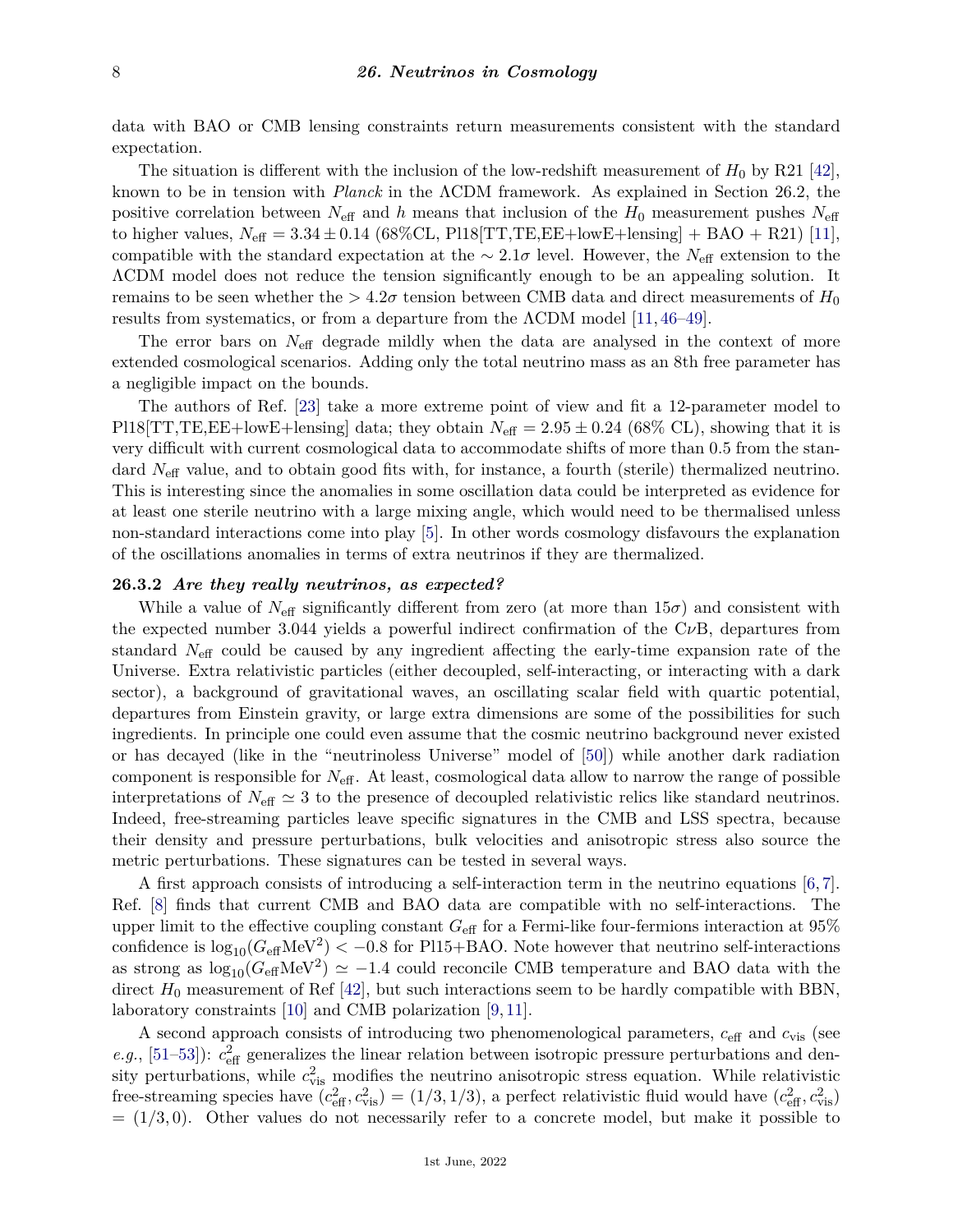data with BAO or CMB lensing constraints return measurements consistent with the standard expectation.

The situation is different with the inclusion of the low-redshift measurement of $H_0$ by R21 [42], known to be in tension with *Planck* in the ΛCDM framework. As explained in Section 26.2, the positive correlation between $N_{\rm eff}$ and $h$ means that inclusion of the $H_0$ measurement pushes $N_{\rm eff}$ to higher values, $N_{\rm eff} = 3.34 \pm 0.14$ (68%CL, Pl18[TT,TE,EE+lowE+lensing] + BAO + R21) [11], compatible with the standard expectation at the $\sim 2.1\sigma$ level. However, the $N_{\rm eff}$ extension to the ΛCDM model does not reduce the tension significantly enough to be an appealing solution. It remains to be seen whether the $> 4.2\sigma$ tension between CMB data and direct measurements of $H_0$ results from systematics, or from a departure from the ΛCDM model [11, 46–49].

The error bars on $N_{\rm eff}$ degrade mildly when the data are analysed in the context of more extended cosmological scenarios. Adding only the total neutrino mass as an 8th free parameter has a negligible impact on the bounds.

The authors of Ref. [23] take a more extreme point of view and fit a 12-parameter model to Pl18[TT,TE,EE+lowE+lensing] data; they obtain $N_{\rm eff} = 2.95 \pm 0.24$ (68% CL), showing that it is very difficult with current cosmological data to accommodate shifts of more than 0.5 from the standard $N_{\rm eff}$ value, and to obtain good fits with, for instance, a fourth (sterile) thermalized neutrino. This is interesting since the anomalies in some oscillation data could be interpreted as evidence for at least one sterile neutrino with a large mixing angle, which would need to be thermalised unless non-standard interactions come into play [5]. In other words cosmology disfavours the explanation of the oscillations anomalies in terms of extra neutrinos if they are thermalized.

### 26.3.2 *Are they really neutrinos, as expected?*

While a value of $N_{\rm eff}$ significantly different from zero (at more than $15\sigma$) and consistent with the expected number 3.044 yields a powerful indirect confirmation of the C$\nu$B, departures from standard $N_{\rm eff}$ could be caused by any ingredient affecting the early-time expansion rate of the Universe. Extra relativistic particles (either decoupled, self-interacting, or interacting with a dark sector), a background of gravitational waves, an oscillating scalar field with quartic potential, departures from Einstein gravity, or large extra dimensions are some of the possibilities for such ingredients. In principle one could even assume that the cosmic neutrino background never existed or has decayed (like in the "neutrinoless Universe" model of [50]) while another dark radiation component is responsible for $N_{\rm eff}$. At least, cosmological data allow to narrow the range of possible interpretations of $N_{\rm eff} \simeq 3$ to the presence of decoupled relativistic relics like standard neutrinos. Indeed, free-streaming particles leave specific signatures in the CMB and LSS spectra, because their density and pressure perturbations, bulk velocities and anisotropic stress also source the metric perturbations. These signatures can be tested in several ways.

A first approach consists of introducing a self-interaction term in the neutrino equations [6, 7]. Ref. [8] finds that current CMB and BAO data are compatible with no self-interactions. The upper limit to the effective coupling constant $G_{\rm eff}$ for a Fermi-like four-fermions interaction at 95% confidence is $\log_{10}(G_{\rm eff}{\rm MeV}^2) < -0.8$ for Pl15+BAO. Note however that neutrino self-interactions as strong as $\log_{10}(G_{\rm eff}{\rm MeV}^2) \simeq -1.4$ could reconcile CMB temperature and BAO data with the direct $H_0$ measurement of Ref [42], but such interactions seem to be hardly compatible with BBN, laboratory constraints [10] and CMB polarization [9, 11].

A second approach consists of introducing two phenomenological parameters, $c_{\rm eff}$ and $c_{\rm vis}$ (see *e.g.*, [51–53]): $c^2_{\rm eff}$ generalizes the linear relation between isotropic pressure perturbations and density perturbations, while $c^2_{\rm vis}$ modifies the neutrino anisotropic stress equation. While relativistic free-streaming species have $(c^2_{\rm eff}, c^2_{\rm vis}) = (1/3, 1/3)$, a perfect relativistic fluid would have $(c^2_{\rm eff}, c^2_{\rm vis}) = (1/3, 0)$. Other values do not necessarily refer to a concrete model, but make it possible to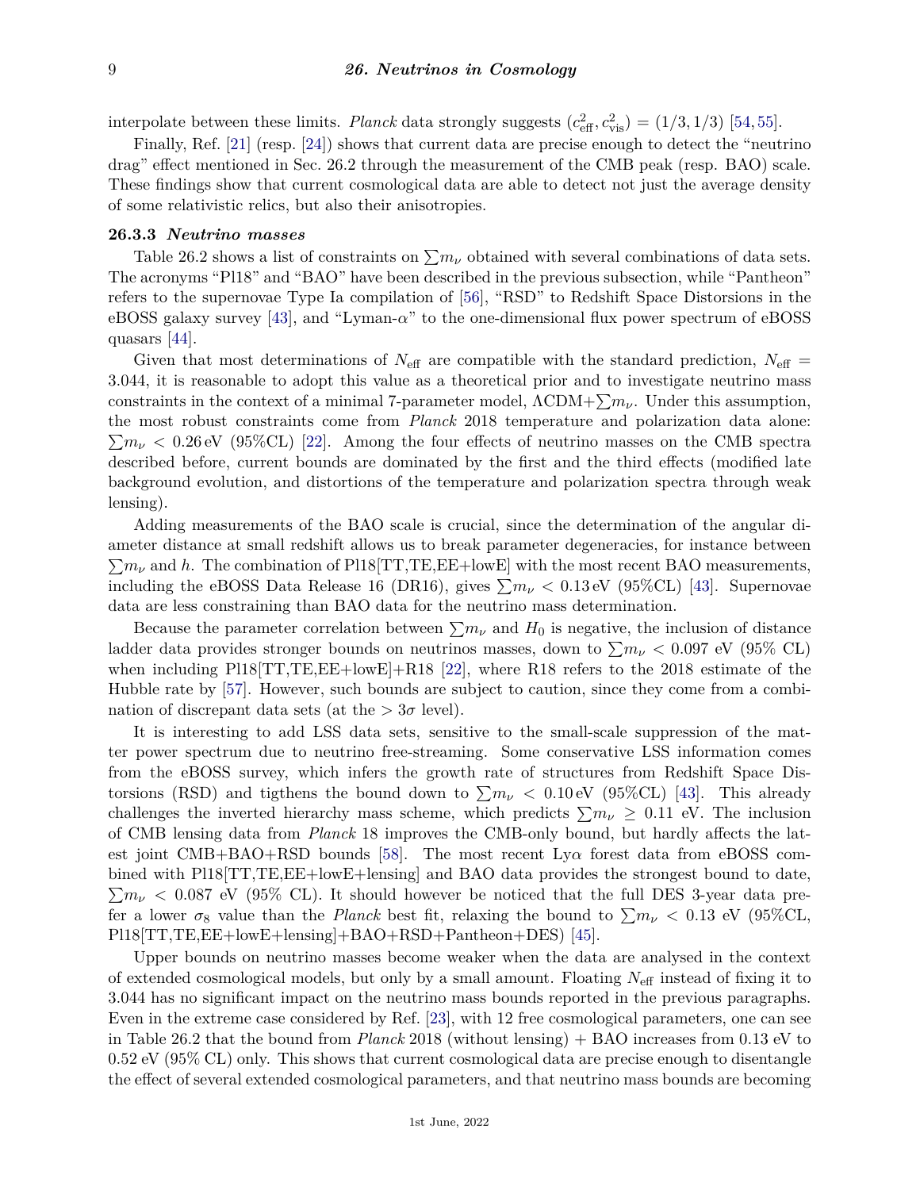interpolate between these limits. *Planck* data strongly suggests $(c^2_{\rm eff}, c^2_{\rm vis}) = (1/3, 1/3)$ [54, 55].

Finally, Ref. [21] (resp. [24]) shows that current data are precise enough to detect the "neutrino drag" effect mentioned in Sec. 26.2 through the measurement of the CMB peak (resp. BAO) scale. These findings show that current cosmological data are able to detect not just the average density of some relativistic relics, but also their anisotropies.

### 26.3.3 *Neutrino masses*

Table 26.2 shows a list of constraints on $\sum m_\nu$ obtained with several combinations of data sets. The acronyms "Pl18" and "BAO" have been described in the previous subsection, while "Pantheon" refers to the supernovae Type Ia compilation of [56], "RSD" to Redshift Space Distorsions in the eBOSS galaxy survey [43], and "Lyman-$\alpha$" to the one-dimensional flux power spectrum of eBOSS quasars [44].

Given that most determinations of $N_{\rm eff}$ are compatible with the standard prediction, $N_{\rm eff} = 3.044$, it is reasonable to adopt this value as a theoretical prior and to investigate neutrino mass constraints in the context of a minimal 7-parameter model, $\Lambda$CDM+$\sum m_\nu$. Under this assumption, the most robust constraints come from *Planck* 2018 temperature and polarization data alone: $\sum m_\nu < 0.26\,\text{eV}$ (95%CL) [22]. Among the four effects of neutrino masses on the CMB spectra described before, current bounds are dominated by the first and the third effects (modified late background evolution, and distortions of the temperature and polarization spectra through weak lensing).

Adding measurements of the BAO scale is crucial, since the determination of the angular diameter distance at small redshift allows us to break parameter degeneracies, for instance between $\sum m_\nu$ and $h$. The combination of Pl18[TT,TE,EE+lowE] with the most recent BAO measurements, including the eBOSS Data Release 16 (DR16), gives $\sum m_\nu < 0.13\,\text{eV}$ (95%CL) [43]. Supernovae data are less constraining than BAO data for the neutrino mass determination.

Because the parameter correlation between $\sum m_\nu$ and $H_0$ is negative, the inclusion of distance ladder data provides stronger bounds on neutrinos masses, down to $\sum m_\nu < 0.097$ eV (95% CL) when including Pl18[TT,TE,EE+lowE]+R18 [22], where R18 refers to the 2018 estimate of the Hubble rate by [57]. However, such bounds are subject to caution, since they come from a combination of discrepant data sets (at the $> 3\sigma$ level).

It is interesting to add LSS data sets, sensitive to the small-scale suppression of the matter power spectrum due to neutrino free-streaming. Some conservative LSS information comes from the eBOSS survey, which infers the growth rate of structures from Redshift Space Distorsions (RSD) and tigthens the bound down to $\sum m_\nu < 0.10\,\text{eV}$ (95%CL) [43]. This already challenges the inverted hierarchy mass scheme, which predicts $\sum m_\nu \geq 0.11$ eV. The inclusion of CMB lensing data from *Planck* 18 improves the CMB-only bound, but hardly affects the latest joint CMB+BAO+RSD bounds [58]. The most recent Ly$\alpha$ forest data from eBOSS combined with Pl18[TT,TE,EE+lowE+lensing] and BAO data provides the strongest bound to date, $\sum m_\nu < 0.087$ eV (95% CL). It should however be noticed that the full DES 3-year data prefer a lower $\sigma_8$ value than the *Planck* best fit, relaxing the bound to $\sum m_\nu < 0.13$ eV (95%CL, Pl18[TT,TE,EE+lowE+lensing]+BAO+RSD+Pantheon+DES) [45].

Upper bounds on neutrino masses become weaker when the data are analysed in the context of extended cosmological models, but only by a small amount. Floating $N_{\rm eff}$ instead of fixing it to 3.044 has no significant impact on the neutrino mass bounds reported in the previous paragraphs. Even in the extreme case considered by Ref. [23], with 12 free cosmological parameters, one can see in Table 26.2 that the bound from *Planck* 2018 (without lensing) + BAO increases from 0.13 eV to 0.52 eV (95% CL) only. This shows that current cosmological data are precise enough to disentangle the effect of several extended cosmological parameters, and that neutrino mass bounds are becoming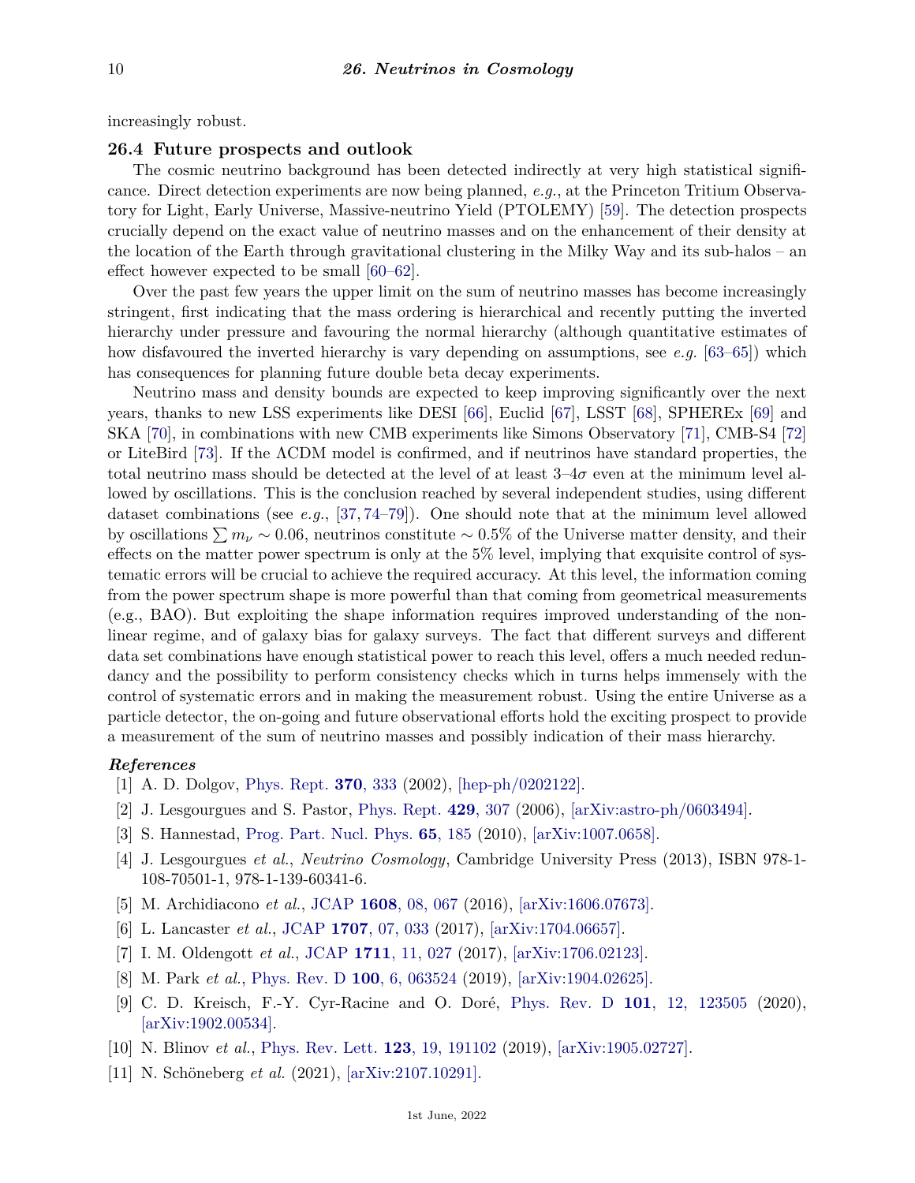increasingly robust.

## 26.4 Future prospects and outlook

The cosmic neutrino background has been detected indirectly at very high statistical significance. Direct detection experiments are now being planned, *e.g.*, at the Princeton Tritium Observatory for Light, Early Universe, Massive-neutrino Yield (PTOLEMY) [59]. The detection prospects crucially depend on the exact value of neutrino masses and on the enhancement of their density at the location of the Earth through gravitational clustering in the Milky Way and its sub-halos – an effect however expected to be small [60–62].

Over the past few years the upper limit on the sum of neutrino masses has become increasingly stringent, first indicating that the mass ordering is hierarchical and recently putting the inverted hierarchy under pressure and favouring the normal hierarchy (although quantitative estimates of how disfavoured the inverted hierarchy is vary depending on assumptions, see *e.g.* [63–65]) which has consequences for planning future double beta decay experiments.

Neutrino mass and density bounds are expected to keep improving significantly over the next years, thanks to new LSS experiments like DESI [66], Euclid [67], LSST [68], SPHEREx [69] and SKA [70], in combinations with new CMB experiments like Simons Observatory [71], CMB-S4 [72] or LiteBird [73]. If the ΛCDM model is confirmed, and if neutrinos have standard properties, the total neutrino mass should be detected at the level of at least 3–4$\sigma$ even at the minimum level allowed by oscillations. This is the conclusion reached by several independent studies, using different dataset combinations (see *e.g.*, [37, 74–79]). One should note that at the minimum level allowed by oscillations $\sum m_\nu \sim 0.06$, neutrinos constitute $\sim 0.5\%$ of the Universe matter density, and their effects on the matter power spectrum is only at the 5% level, implying that exquisite control of systematic errors will be crucial to achieve the required accuracy. At this level, the information coming from the power spectrum shape is more powerful than that coming from geometrical measurements (e.g., BAO). But exploiting the shape information requires improved understanding of the nonlinear regime, and of galaxy bias for galaxy surveys. The fact that different surveys and different data set combinations have enough statistical power to reach this level, offers a much needed redundancy and the possibility to perform consistency checks which in turns helps immensely with the control of systematic errors and in making the measurement robust. Using the entire Universe as a particle detector, the on-going and future observational efforts hold the exciting prospect to provide a measurement of the sum of neutrino masses and possibly indication of their mass hierarchy.

### *References*

[1] A. D. Dolgov, Phys. Rept. **370**, 333 (2002), [hep-ph/0202122].

[2] J. Lesgourgues and S. Pastor, Phys. Rept. **429**, 307 (2006), [arXiv:astro-ph/0603494].

[3] S. Hannestad, Prog. Part. Nucl. Phys. **65**, 185 (2010), [arXiv:1007.0658].

[4] J. Lesgourgues *et al.*, *Neutrino Cosmology*, Cambridge University Press (2013), ISBN 978-1-108-70501-1, 978-1-139-60341-6.

[5] M. Archidiacono *et al.*, JCAP **1608**, 08, 067 (2016), [arXiv:1606.07673].

[6] L. Lancaster *et al.*, JCAP **1707**, 07, 033 (2017), [arXiv:1704.06657].

[7] I. M. Oldengott *et al.*, JCAP **1711**, 11, 027 (2017), [arXiv:1706.02123].

[8] M. Park *et al.*, Phys. Rev. D **100**, 6, 063524 (2019), [arXiv:1904.02625].

[9] C. D. Kreisch, F.-Y. Cyr-Racine and O. Doré, Phys. Rev. D **101**, 12, 123505 (2020), [arXiv:1902.00534].

[10] N. Blinov *et al.*, Phys. Rev. Lett. **123**, 19, 191102 (2019), [arXiv:1905.02727].

[11] N. Schöneberg *et al.* (2021), [arXiv:2107.10291].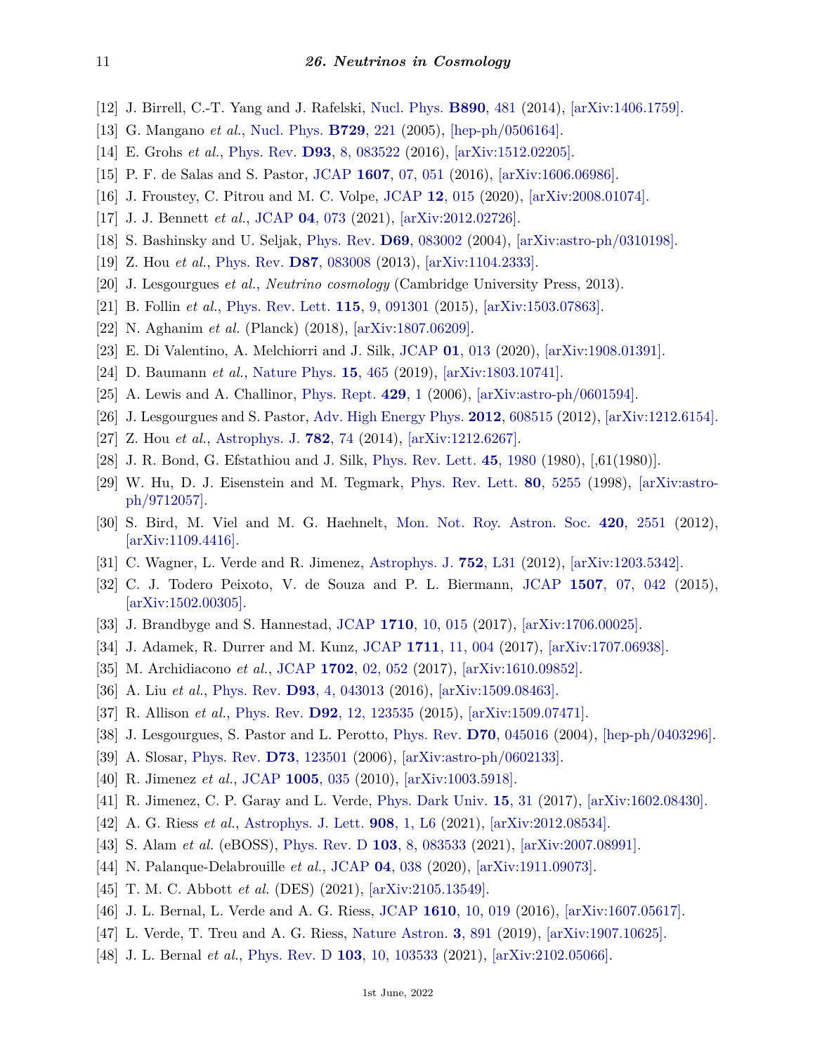[12] J. Birrell, C.-T. Yang and J. Rafelski, Nucl. Phys. **B890**, 481 (2014), [arXiv:1406.1759].

[13] G. Mangano *et al.*, Nucl. Phys. **B729**, 221 (2005), [hep-ph/0506164].

[14] E. Grohs *et al.*, Phys. Rev. **D93**, 8, 083522 (2016), [arXiv:1512.02205].

[15] P. F. de Salas and S. Pastor, JCAP **1607**, 07, 051 (2016), [arXiv:1606.06986].

[16] J. Froustey, C. Pitrou and M. C. Volpe, JCAP **12**, 015 (2020), [arXiv:2008.01074].

[17] J. J. Bennett *et al.*, JCAP **04**, 073 (2021), [arXiv:2012.02726].

[18] S. Bashinsky and U. Seljak, Phys. Rev. **D69**, 083002 (2004), [arXiv:astro-ph/0310198].

[19] Z. Hou *et al.*, Phys. Rev. **D87**, 083008 (2013), [arXiv:1104.2333].

[20] J. Lesgourgues *et al.*, *Neutrino cosmology* (Cambridge University Press, 2013).

[21] B. Follin *et al.*, Phys. Rev. Lett. **115**, 9, 091301 (2015), [arXiv:1503.07863].

[22] N. Aghanim *et al.* (Planck) (2018), [arXiv:1807.06209].

[23] E. Di Valentino, A. Melchiorri and J. Silk, JCAP **01**, 013 (2020), [arXiv:1908.01391].

[24] D. Baumann *et al.*, Nature Phys. **15**, 465 (2019), [arXiv:1803.10741].

[25] A. Lewis and A. Challinor, Phys. Rept. **429**, 1 (2006), [arXiv:astro-ph/0601594].

[26] J. Lesgourgues and S. Pastor, Adv. High Energy Phys. **2012**, 608515 (2012), [arXiv:1212.6154].

[27] Z. Hou *et al.*, Astrophys. J. **782**, 74 (2014), [arXiv:1212.6267].

[28] J. R. Bond, G. Efstathiou and J. Silk, Phys. Rev. Lett. **45**, 1980 (1980), [,61(1980)].

[29] W. Hu, D. J. Eisenstein and M. Tegmark, Phys. Rev. Lett. **80**, 5255 (1998), [arXiv:astro-ph/9712057].

[30] S. Bird, M. Viel and M. G. Haehnelt, Mon. Not. Roy. Astron. Soc. **420**, 2551 (2012), [arXiv:1109.4416].

[31] C. Wagner, L. Verde and R. Jimenez, Astrophys. J. **752**, L31 (2012), [arXiv:1203.5342].

[32] C. J. Todero Peixoto, V. de Souza and P. L. Biermann, JCAP **1507**, 07, 042 (2015), [arXiv:1502.00305].

[33] J. Brandbyge and S. Hannestad, JCAP **1710**, 10, 015 (2017), [arXiv:1706.00025].

[34] J. Adamek, R. Durrer and M. Kunz, JCAP **1711**, 11, 004 (2017), [arXiv:1707.06938].

[35] M. Archidiacono *et al.*, JCAP **1702**, 02, 052 (2017), [arXiv:1610.09852].

[36] A. Liu *et al.*, Phys. Rev. **D93**, 4, 043013 (2016), [arXiv:1509.08463].

[37] R. Allison *et al.*, Phys. Rev. **D92**, 12, 123535 (2015), [arXiv:1509.07471].

[38] J. Lesgourgues, S. Pastor and L. Perotto, Phys. Rev. **D70**, 045016 (2004), [hep-ph/0403296].

[39] A. Slosar, Phys. Rev. **D73**, 123501 (2006), [arXiv:astro-ph/0602133].

[40] R. Jimenez *et al.*, JCAP **1005**, 035 (2010), [arXiv:1003.5918].

[41] R. Jimenez, C. P. Garay and L. Verde, Phys. Dark Univ. **15**, 31 (2017), [arXiv:1602.08430].

[42] A. G. Riess *et al.*, Astrophys. J. Lett. **908**, 1, L6 (2021), [arXiv:2012.08534].

[43] S. Alam *et al.* (eBOSS), Phys. Rev. D **103**, 8, 083533 (2021), [arXiv:2007.08991].

[44] N. Palanque-Delabrouille *et al.*, JCAP **04**, 038 (2020), [arXiv:1911.09073].

[45] T. M. C. Abbott *et al.* (DES) (2021), [arXiv:2105.13549].

[46] J. L. Bernal, L. Verde and A. G. Riess, JCAP **1610**, 10, 019 (2016), [arXiv:1607.05617].

[47] L. Verde, T. Treu and A. G. Riess, Nature Astron. **3**, 891 (2019), [arXiv:1907.10625].

[48] J. L. Bernal *et al.*, Phys. Rev. D **103**, 10, 103533 (2021), [arXiv:2102.05066].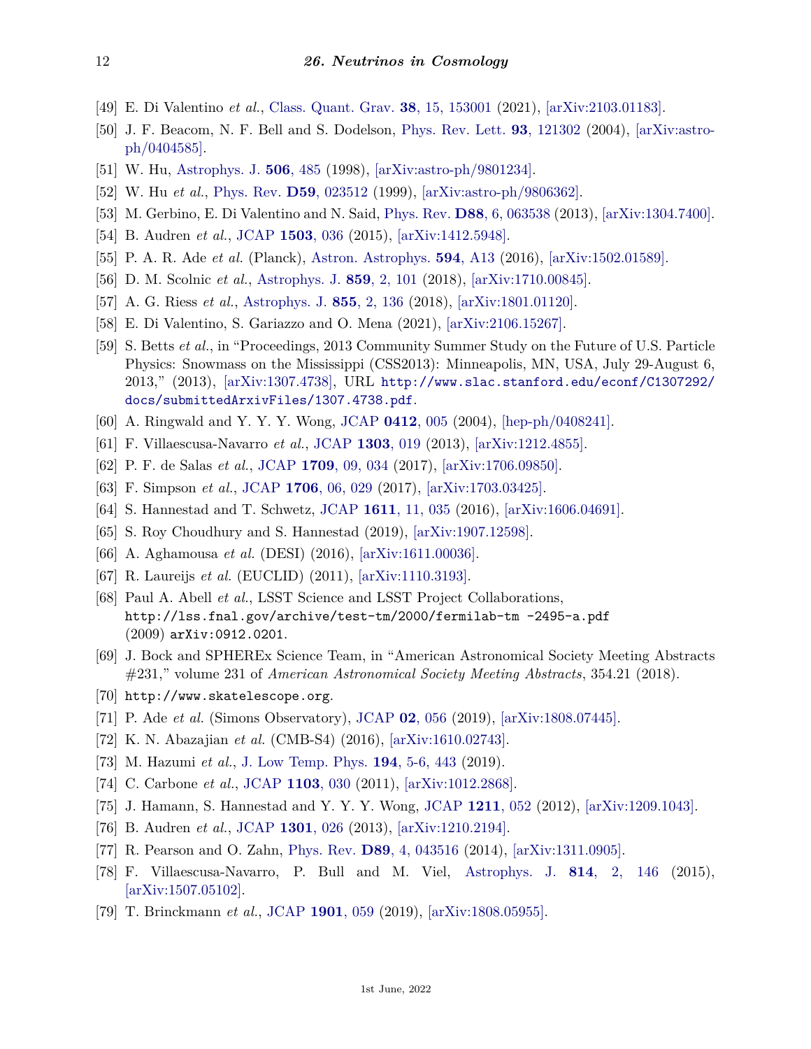[49] E. Di Valentino *et al.*, Class. Quant. Grav. **38**, 15, 153001 (2021), [arXiv:2103.01183].

[50] J. F. Beacom, N. F. Bell and S. Dodelson, Phys. Rev. Lett. **93**, 121302 (2004), [arXiv:astro-ph/0404585].

[51] W. Hu, Astrophys. J. **506**, 485 (1998), [arXiv:astro-ph/9801234].

[52] W. Hu *et al.*, Phys. Rev. **D59**, 023512 (1999), [arXiv:astro-ph/9806362].

[53] M. Gerbino, E. Di Valentino and N. Said, Phys. Rev. **D88**, 6, 063538 (2013), [arXiv:1304.7400].

[54] B. Audren *et al.*, JCAP **1503**, 036 (2015), [arXiv:1412.5948].

[55] P. A. R. Ade *et al.* (Planck), Astron. Astrophys. **594**, A13 (2016), [arXiv:1502.01589].

[56] D. M. Scolnic *et al.*, Astrophys. J. **859**, 2, 101 (2018), [arXiv:1710.00845].

[57] A. G. Riess *et al.*, Astrophys. J. **855**, 2, 136 (2018), [arXiv:1801.01120].

[58] E. Di Valentino, S. Gariazzo and O. Mena (2021), [arXiv:2106.15267].

[59] S. Betts *et al.*, in "Proceedings, 2013 Community Summer Study on the Future of U.S. Particle Physics: Snowmass on the Mississippi (CSS2013): Minneapolis, MN, USA, July 29-August 6, 2013," (2013), [arXiv:1307.4738], URL `http://www.slac.stanford.edu/econf/C1307292/docs/submittedArxivFiles/1307.4738.pdf`.

[60] A. Ringwald and Y. Y. Y. Wong, JCAP **0412**, 005 (2004), [hep-ph/0408241].

[61] F. Villaescusa-Navarro *et al.*, JCAP **1303**, 019 (2013), [arXiv:1212.4855].

[62] P. F. de Salas *et al.*, JCAP **1709**, 09, 034 (2017), [arXiv:1706.09850].

[63] F. Simpson *et al.*, JCAP **1706**, 06, 029 (2017), [arXiv:1703.03425].

[64] S. Hannestad and T. Schwetz, JCAP **1611**, 11, 035 (2016), [arXiv:1606.04691].

[65] S. Roy Choudhury and S. Hannestad (2019), [arXiv:1907.12598].

[66] A. Aghamousa *et al.* (DESI) (2016), [arXiv:1611.00036].

[67] R. Laureijs *et al.* (EUCLID) (2011), [arXiv:1110.3193].

[68] Paul A. Abell *et al.*, LSST Science and LSST Project Collaborations, `http://lss.fnal.gov/archive/test-tm/2000/fermilab-tm -2495-a.pdf` (2009) `arXiv:0912.0201`.

[69] J. Bock and SPHEREx Science Team, in "American Astronomical Society Meeting Abstracts #231," volume 231 of *American Astronomical Society Meeting Abstracts*, 354.21 (2018).

[70] `http://www.skatelescope.org`.

[71] P. Ade *et al.* (Simons Observatory), JCAP **02**, 056 (2019), [arXiv:1808.07445].

[72] K. N. Abazajian *et al.* (CMB-S4) (2016), [arXiv:1610.02743].

[73] M. Hazumi *et al.*, J. Low Temp. Phys. **194**, 5-6, 443 (2019).

[74] C. Carbone *et al.*, JCAP **1103**, 030 (2011), [arXiv:1012.2868].

[75] J. Hamann, S. Hannestad and Y. Y. Y. Wong, JCAP **1211**, 052 (2012), [arXiv:1209.1043].

[76] B. Audren *et al.*, JCAP **1301**, 026 (2013), [arXiv:1210.2194].

[77] R. Pearson and O. Zahn, Phys. Rev. **D89**, 4, 043516 (2014), [arXiv:1311.0905].

[78] F. Villaescusa-Navarro, P. Bull and M. Viel, Astrophys. J. **814**, 2, 146 (2015), [arXiv:1507.05102].

[79] T. Brinckmann *et al.*, JCAP **1901**, 059 (2019), [arXiv:1808.05955].